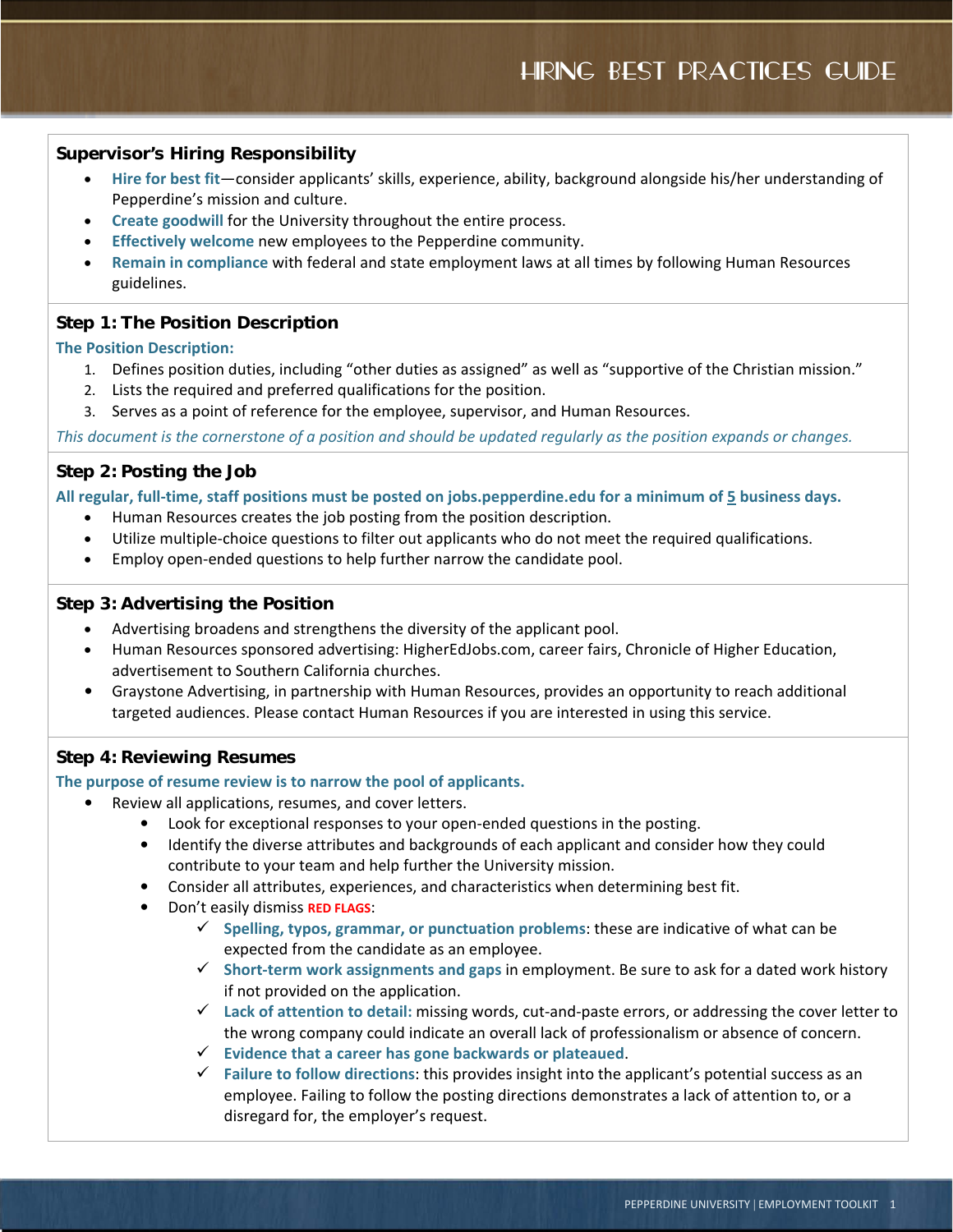# Hiring Best Practices Guide

## Supervisor's Hiring Responsibility

- **Hire for best fit**—consider applicants' skills, experience, ability, background alongside his/her understanding of Pepperdine's mission and culture.
- **Create goodwill** for the University throughout the entire process.
- **Effectively welcome** new employees to the Pepperdine community.
- **Remain in compliance** with federal and state employment laws at all times by following Human Resources guidelines.

## Step 1: The Position Description

**The Position Description:**

1. Defines position duties, including "other duties as assigned" as well as "supportive of the Christian mission."
2. Lists the required and preferred qualifications for the position.
3. Serves as a point of reference for the employee, supervisor, and Human Resources.

*This document is the cornerstone of a position and should be updated regularly as the position expands or changes.*

## Step 2: Posting the Job

**All regular, full-time, staff positions must be posted on jobs.pepperdine.edu for a minimum of 5 business days.**

- Human Resources creates the job posting from the position description.
- Utilize multiple-choice questions to filter out applicants who do not meet the required qualifications.
- Employ open-ended questions to help further narrow the candidate pool.

## Step 3: Advertising the Position

- Advertising broadens and strengthens the diversity of the applicant pool.
- Human Resources sponsored advertising: HigherEdJobs.com, career fairs, Chronicle of Higher Education, advertisement to Southern California churches.
- Graystone Advertising, in partnership with Human Resources, provides an opportunity to reach additional targeted audiences. Please contact Human Resources if you are interested in using this service.

## Step 4: Reviewing Resumes

**The purpose of resume review is to narrow the pool of applicants.**

- Review all applications, resumes, and cover letters.
  - Look for exceptional responses to your open-ended questions in the posting.
  - Identify the diverse attributes and backgrounds of each applicant and consider how they could contribute to your team and help further the University mission.
  - Consider all attributes, experiences, and characteristics when determining best fit.
  - Don't easily dismiss **RED FLAGS**:
    - ✓ **Spelling, typos, grammar, or punctuation problems**: these are indicative of what can be expected from the candidate as an employee.
    - ✓ **Short-term work assignments and gaps** in employment. Be sure to ask for a dated work history if not provided on the application.
    - ✓ **Lack of attention to detail:** missing words, cut-and-paste errors, or addressing the cover letter to the wrong company could indicate an overall lack of professionalism or absence of concern.
    - ✓ **Evidence that a career has gone backwards or plateaued**.
    - ✓ **Failure to follow directions**: this provides insight into the applicant's potential success as an employee. Failing to follow the posting directions demonstrates a lack of attention to, or a disregard for, the employer's request.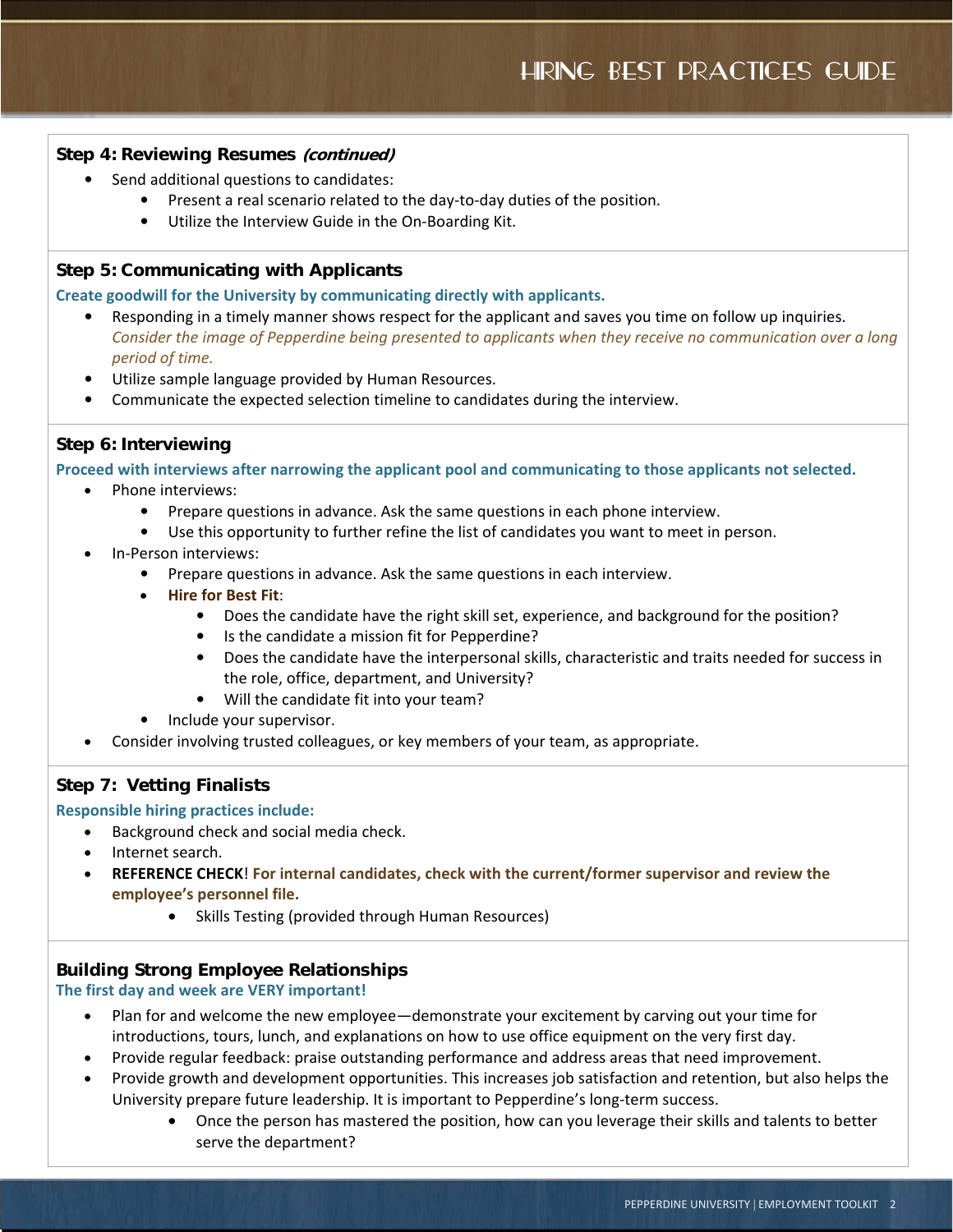### Step 4: Reviewing Resumes *(continued)*

- Send additional questions to candidates:
  - Present a real scenario related to the day-to-day duties of the position.
  - Utilize the Interview Guide in the On-Boarding Kit.

### Step 5: Communicating with Applicants

**Create goodwill for the University by communicating directly with applicants.**

- Responding in a timely manner shows respect for the applicant and saves you time on follow up inquiries. *Consider the image of Pepperdine being presented to applicants when they receive no communication over a long period of time.*
- Utilize sample language provided by Human Resources.
- Communicate the expected selection timeline to candidates during the interview.

### Step 6: Interviewing

**Proceed with interviews after narrowing the applicant pool and communicating to those applicants not selected.**

- Phone interviews:
  - Prepare questions in advance. Ask the same questions in each phone interview.
  - Use this opportunity to further refine the list of candidates you want to meet in person.
- In-Person interviews:
  - Prepare questions in advance. Ask the same questions in each interview.
  - **Hire for Best Fit**:
    - Does the candidate have the right skill set, experience, and background for the position?
    - Is the candidate a mission fit for Pepperdine?
    - Does the candidate have the interpersonal skills, characteristic and traits needed for success in the role, office, department, and University?
    - Will the candidate fit into your team?
  - Include your supervisor.
- Consider involving trusted colleagues, or key members of your team, as appropriate.

### Step 7: Vetting Finalists

**Responsible hiring practices include:**

- Background check and social media check.
- Internet search.
- **REFERENCE CHECK**! **For internal candidates, check with the current/former supervisor and review the employee's personnel file.**
  - Skills Testing (provided through Human Resources)

### Building Strong Employee Relationships

**The first day and week are VERY important!**

- Plan for and welcome the new employee—demonstrate your excitement by carving out your time for introductions, tours, lunch, and explanations on how to use office equipment on the very first day.
- Provide regular feedback: praise outstanding performance and address areas that need improvement.
- Provide growth and development opportunities. This increases job satisfaction and retention, but also helps the University prepare future leadership. It is important to Pepperdine's long-term success.
  - Once the person has mastered the position, how can you leverage their skills and talents to better serve the department?